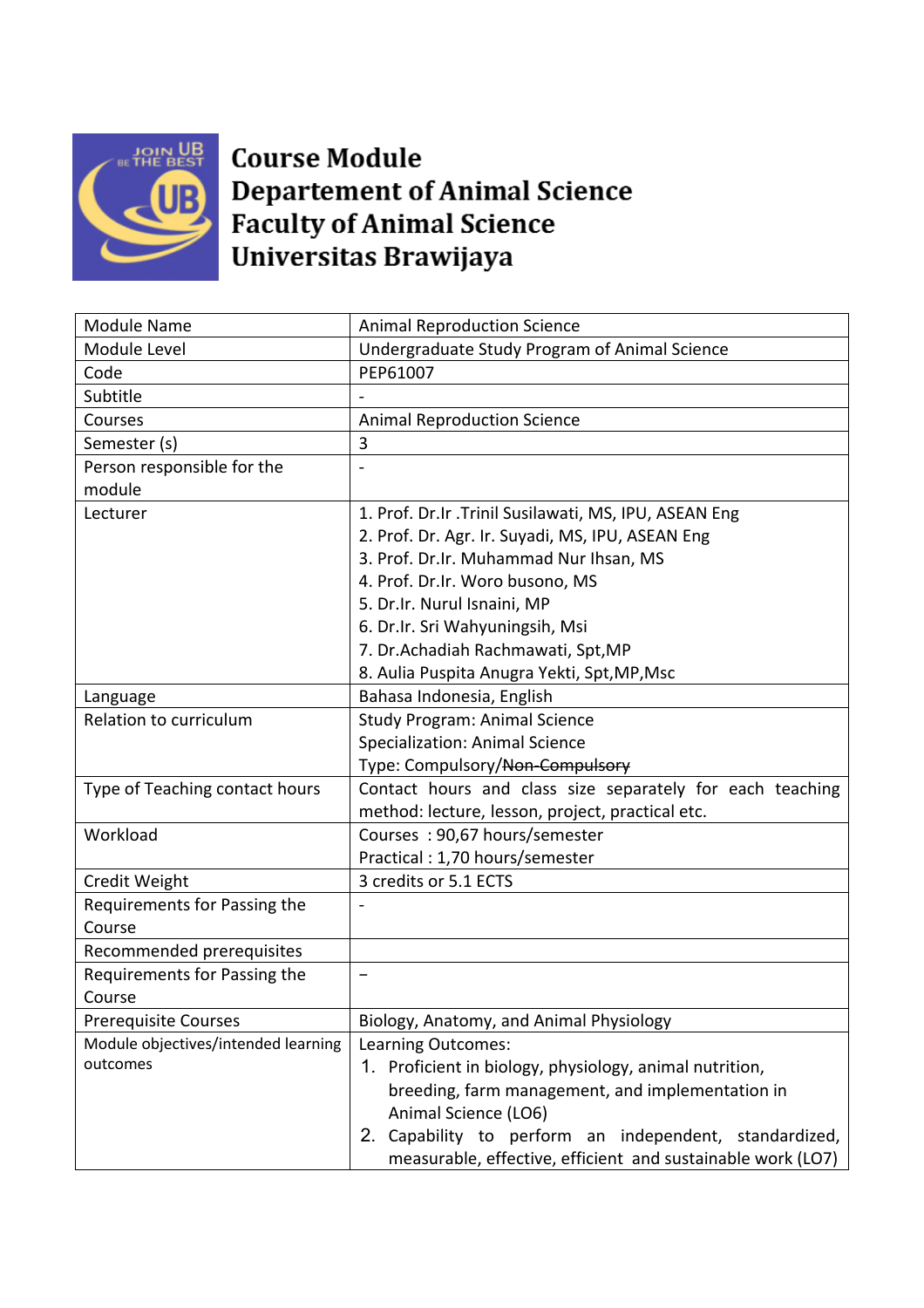# Course Module
# Departement of Animal Science
# Faculty of Animal Science
# Universitas Brawijaya

| Module Name | Animal Reproduction Science |
|---|---|
| Module Level | Undergraduate Study Program of Animal Science |
| Code | PEP61007 |
| Subtitle | - |
| Courses | Animal Reproduction Science |
| Semester (s) | 3 |
| Person responsible for the module | - |
| Lecturer | 1. Prof. Dr.Ir .Trinil Susilawati, MS, IPU, ASEAN Eng<br>2. Prof. Dr. Agr. Ir. Suyadi, MS, IPU, ASEAN Eng<br>3. Prof. Dr.Ir. Muhammad Nur Ihsan, MS<br>4. Prof. Dr.Ir. Woro busono, MS<br>5. Dr.Ir. Nurul Isnaini, MP<br>6. Dr.Ir. Sri Wahyuningsih, Msi<br>7. Dr.Achadiah Rachmawati, Spt,MP<br>8. Aulia Puspita Anugra Yekti, Spt,MP,Msc |
| Language | Bahasa Indonesia, English |
| Relation to curriculum | Study Program: Animal Science<br>Specialization: Animal Science<br>Type: Compulsory/~~Non-Compulsory~~ |
| Type of Teaching contact hours | Contact hours and class size separately for each teaching method: lecture, lesson, project, practical etc. |
| Workload | Courses : 90,67 hours/semester<br>Practical : 1,70 hours/semester |
| Credit Weight | 3 credits or 5.1 ECTS |
| Requirements for Passing the Course | - |
| Recommended prerequisites | |
| Requirements for Passing the Course | – |
| Prerequisite Courses | Biology, Anatomy, and Animal Physiology |
| Module objectives/intended learning outcomes | Learning Outcomes:<br>1. Proficient in biology, physiology, animal nutrition, breeding, farm management, and implementation in Animal Science (LO6)<br>2. Capability to perform an independent, standardized, measurable, effective, efficient and sustainable work (LO7) |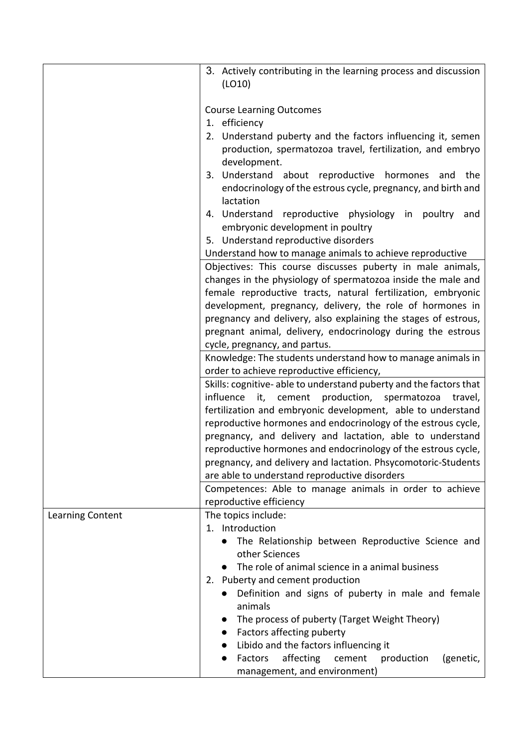| | |
|---|---|
| | 3. Actively contributing in the learning process and discussion (LO10)<br><br>Course Learning Outcomes<br>1. efficiency<br>2. Understand puberty and the factors influencing it, semen production, spermatozoa travel, fertilization, and embryo development.<br>3. Understand about reproductive hormones and the endocrinology of the estrous cycle, pregnancy, and birth and lactation<br>4. Understand reproductive physiology in poultry and embryonic development in poultry<br>5. Understand reproductive disorders<br>Understand how to manage animals to achieve reproductive |
| | Objectives: This course discusses puberty in male animals, changes in the physiology of spermatozoa inside the male and female reproductive tracts, natural fertilization, embryonic development, pregnancy, delivery, the role of hormones in pregnancy and delivery, also explaining the stages of estrous, pregnant animal, delivery, endocrinology during the estrous cycle, pregnancy, and partus. |
| | Knowledge: The students understand how to manage animals in order to achieve reproductive efficiency, |
| | Skills: cognitive- able to understand puberty and the factors that influence it, cement production, spermatozoa travel, fertilization and embryonic development, able to understand reproductive hormones and endocrinology of the estrous cycle, pregnancy, and delivery and lactation, able to understand reproductive hormones and endocrinology of the estrous cycle, pregnancy, and delivery and lactation. Phsycomotoric-Students are able to understand reproductive disorders |
| | Competences: Able to manage animals in order to achieve reproductive efficiency |
| Learning Content | The topics include:<br>1. Introduction<br>• The Relationship between Reproductive Science and other Sciences<br>• The role of animal science in a animal business<br>2. Puberty and cement production<br>• Definition and signs of puberty in male and female animals<br>• The process of puberty (Target Weight Theory)<br>• Factors affecting puberty<br>• Libido and the factors influencing it<br>• Factors affecting cement production (genetic, management, and environment) |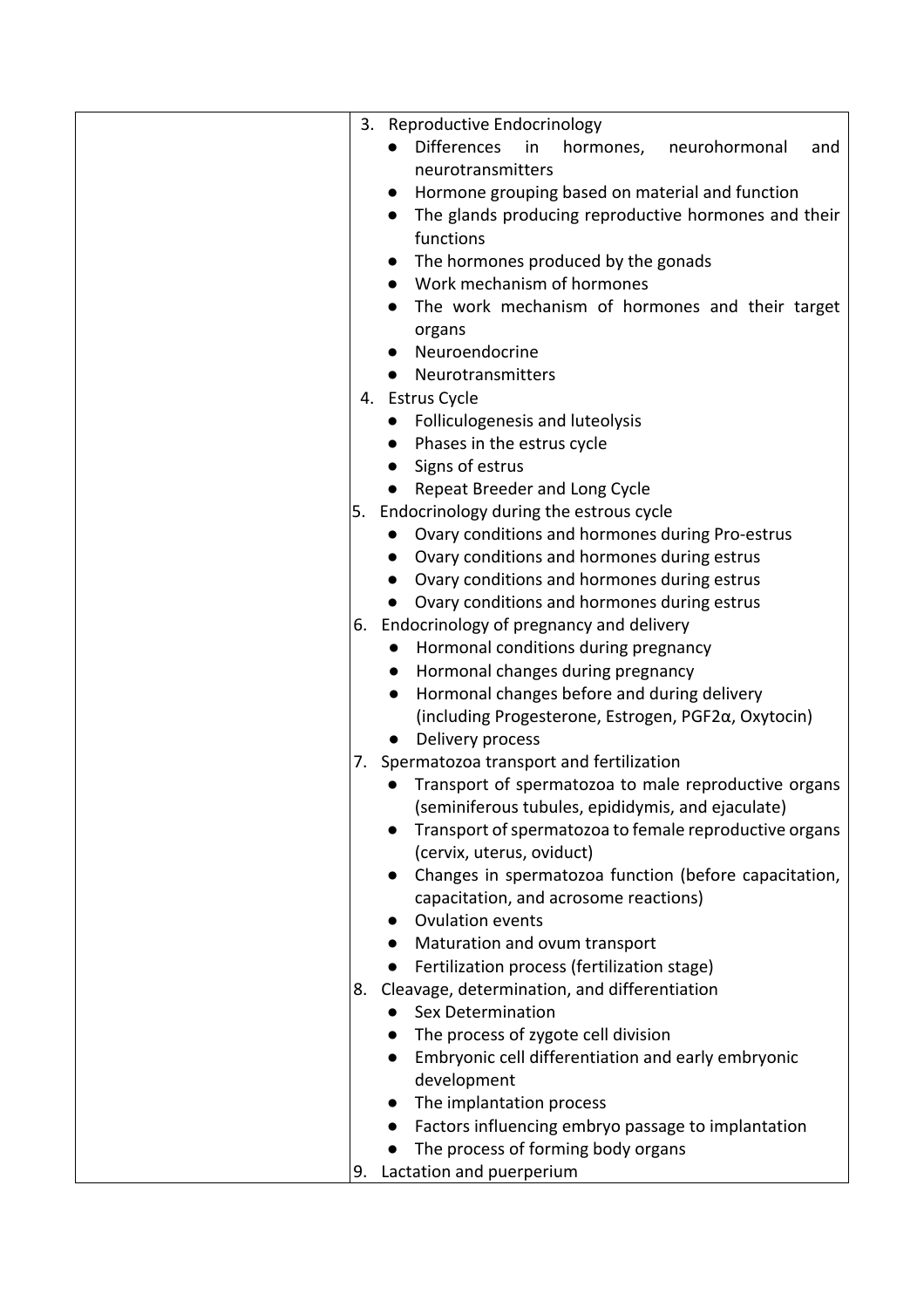| | |
|---|---|
| | 3. Reproductive Endocrinology<br>● Differences in hormones, neurohormonal and neurotransmitters<br>● Hormone grouping based on material and function<br>● The glands producing reproductive hormones and their functions<br>● The hormones produced by the gonads<br>● Work mechanism of hormones<br>● The work mechanism of hormones and their target organs<br>● Neuroendocrine<br>● Neurotransmitters<br>4. Estrus Cycle<br>● Folliculogenesis and luteolysis<br>● Phases in the estrus cycle<br>● Signs of estrus<br>● Repeat Breeder and Long Cycle<br>5. Endocrinology during the estrous cycle<br>● Ovary conditions and hormones during Pro-estrus<br>● Ovary conditions and hormones during estrus<br>● Ovary conditions and hormones during estrus<br>● Ovary conditions and hormones during estrus<br>6. Endocrinology of pregnancy and delivery<br>● Hormonal conditions during pregnancy<br>● Hormonal changes during pregnancy<br>● Hormonal changes before and during delivery (including Progesterone, Estrogen, PGF2α, Oxytocin)<br>● Delivery process<br>7. Spermatozoa transport and fertilization<br>● Transport of spermatozoa to male reproductive organs (seminiferous tubules, epididymis, and ejaculate)<br>● Transport of spermatozoa to female reproductive organs (cervix, uterus, oviduct)<br>● Changes in spermatozoa function (before capacitation, capacitation, and acrosome reactions)<br>● Ovulation events<br>● Maturation and ovum transport<br>● Fertilization process (fertilization stage)<br>8. Cleavage, determination, and differentiation<br>● Sex Determination<br>● The process of zygote cell division<br>● Embryonic cell differentiation and early embryonic development<br>● The implantation process<br>● Factors influencing embryo passage to implantation<br>● The process of forming body organs<br>9. Lactation and puerperium |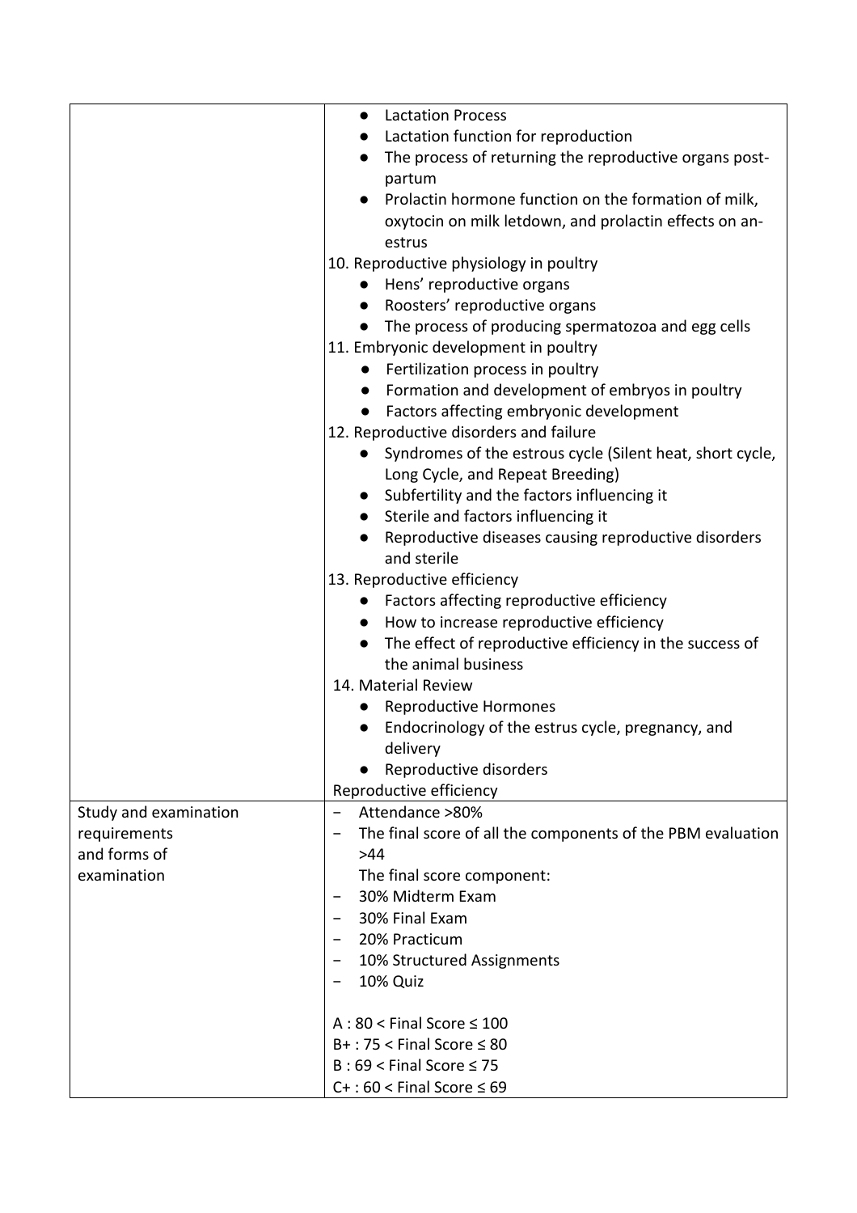| | |
|---|---|
| | ● Lactation Process<br>● Lactation function for reproduction<br>● The process of returning the reproductive organs post-partum<br>● Prolactin hormone function on the formation of milk, oxytocin on milk letdown, and prolactin effects on an-estrus<br>10. Reproductive physiology in poultry<br>● Hens' reproductive organs<br>● Roosters' reproductive organs<br>● The process of producing spermatozoa and egg cells<br>11. Embryonic development in poultry<br>● Fertilization process in poultry<br>● Formation and development of embryos in poultry<br>● Factors affecting embryonic development<br>12. Reproductive disorders and failure<br>● Syndromes of the estrous cycle (Silent heat, short cycle, Long Cycle, and Repeat Breeding)<br>● Subfertility and the factors influencing it<br>● Sterile and factors influencing it<br>● Reproductive diseases causing reproductive disorders and sterile<br>13. Reproductive efficiency<br>● Factors affecting reproductive efficiency<br>● How to increase reproductive efficiency<br>● The effect of reproductive efficiency in the success of the animal business<br>14. Material Review<br>● Reproductive Hormones<br>● Endocrinology of the estrus cycle, pregnancy, and delivery<br>● Reproductive disorders<br>Reproductive efficiency |
| Study and examination requirements and forms of examination | − Attendance >80%<br>− The final score of all the components of the PBM evaluation >44<br>The final score component:<br>− 30% Midterm Exam<br>− 30% Final Exam<br>− 20% Practicum<br>− 10% Structured Assignments<br>− 10% Quiz<br><br>A : 80 < Final Score ≤ 100<br>B+ : 75 < Final Score ≤ 80<br>B : 69 < Final Score ≤ 75<br>C+ : 60 < Final Score ≤ 69 |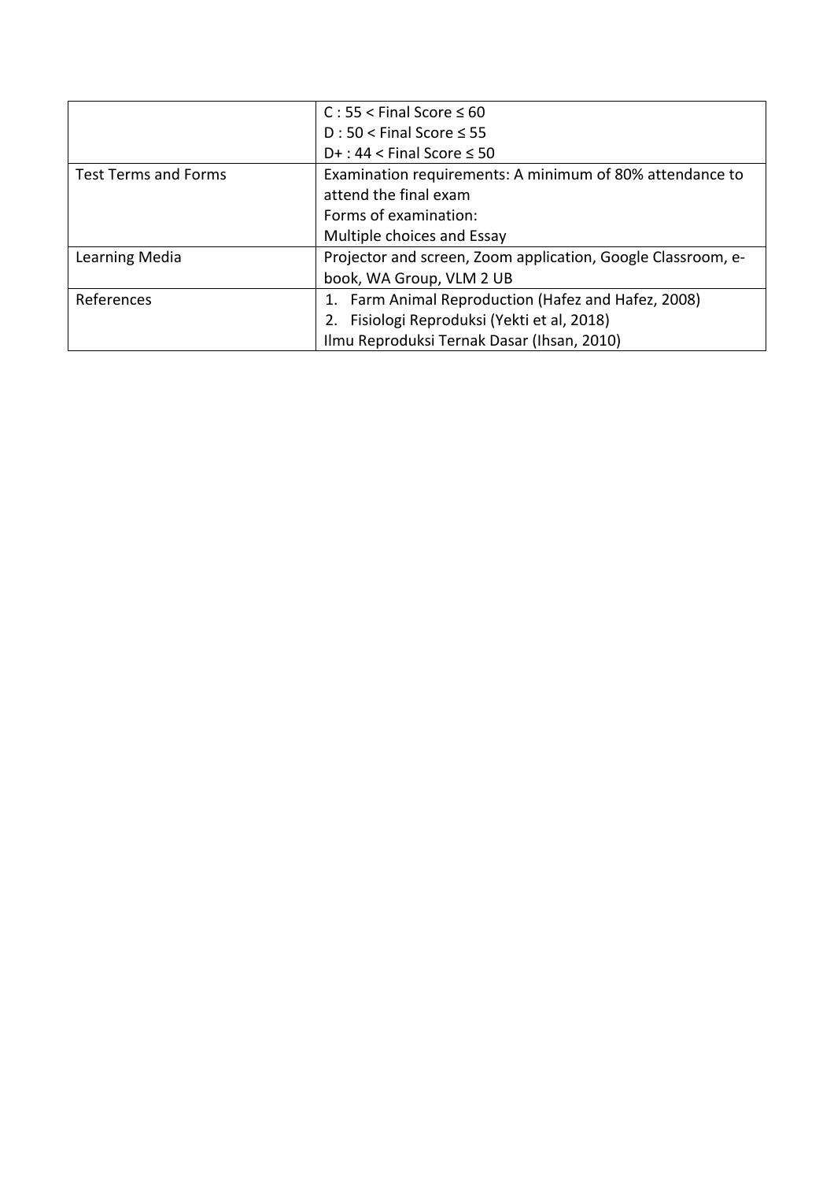| | |
|---|---|
| | C : 55 < Final Score ≤ 60<br>D : 50 < Final Score ≤ 55<br>D+ : 44 < Final Score ≤ 50 |
| Test Terms and Forms | Examination requirements: A minimum of 80% attendance to attend the final exam<br>Forms of examination:<br>Multiple choices and Essay |
| Learning Media | Projector and screen, Zoom application, Google Classroom, e-book, WA Group, VLM 2 UB |
| References | 1. Farm Animal Reproduction (Hafez and Hafez, 2008)<br>2. Fisiologi Reproduksi (Yekti et al, 2018)<br>Ilmu Reproduksi Ternak Dasar (Ihsan, 2010) |